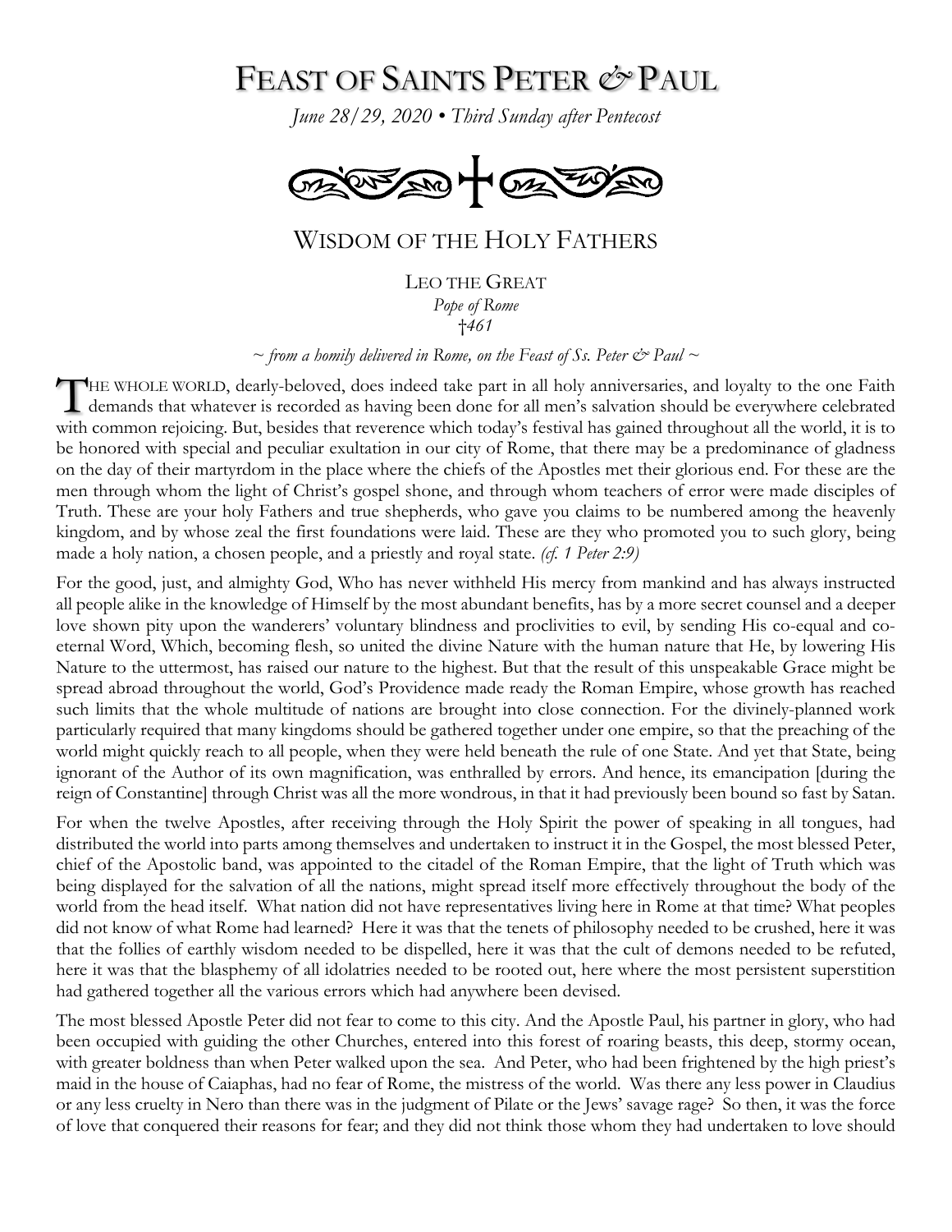# FEAST OF SAINTS PETER & PAUL

*June 28/29, 2020 • Third Sunday after Pentecost*

## WISDOM OF THE HOLY FATHERS

LEO THE GREAT
*Pope of Rome*
*†461*

*~ from a homily delivered in Rome, on the Feast of Ss. Peter & Paul ~*

THE WHOLE WORLD, dearly-beloved, does indeed take part in all holy anniversaries, and loyalty to the one Faith demands that whatever is recorded as having been done for all men's salvation should be everywhere celebrated with common rejoicing. But, besides that reverence which today's festival has gained throughout all the world, it is to be honored with special and peculiar exultation in our city of Rome, that there may be a predominance of gladness on the day of their martyrdom in the place where the chiefs of the Apostles met their glorious end. For these are the men through whom the light of Christ's gospel shone, and through whom teachers of error were made disciples of Truth. These are your holy Fathers and true shepherds, who gave you claims to be numbered among the heavenly kingdom, and by whose zeal the first foundations were laid. These are they who promoted you to such glory, being made a holy nation, a chosen people, and a priestly and royal state. *(cf. 1 Peter 2:9)*

For the good, just, and almighty God, Who has never withheld His mercy from mankind and has always instructed all people alike in the knowledge of Himself by the most abundant benefits, has by a more secret counsel and a deeper love shown pity upon the wanderers' voluntary blindness and proclivities to evil, by sending His co-equal and co-eternal Word, Which, becoming flesh, so united the divine Nature with the human nature that He, by lowering His Nature to the uttermost, has raised our nature to the highest. But that the result of this unspeakable Grace might be spread abroad throughout the world, God's Providence made ready the Roman Empire, whose growth has reached such limits that the whole multitude of nations are brought into close connection. For the divinely-planned work particularly required that many kingdoms should be gathered together under one empire, so that the preaching of the world might quickly reach to all people, when they were held beneath the rule of one State. And yet that State, being ignorant of the Author of its own magnification, was enthralled by errors. And hence, its emancipation [during the reign of Constantine] through Christ was all the more wondrous, in that it had previously been bound so fast by Satan.

For when the twelve Apostles, after receiving through the Holy Spirit the power of speaking in all tongues, had distributed the world into parts among themselves and undertaken to instruct it in the Gospel, the most blessed Peter, chief of the Apostolic band, was appointed to the citadel of the Roman Empire, that the light of Truth which was being displayed for the salvation of all the nations, might spread itself more effectively throughout the body of the world from the head itself. What nation did not have representatives living here in Rome at that time? What peoples did not know of what Rome had learned? Here it was that the tenets of philosophy needed to be crushed, here it was that the follies of earthly wisdom needed to be dispelled, here it was that the cult of demons needed to be refuted, here it was that the blasphemy of all idolatries needed to be rooted out, here where the most persistent superstition had gathered together all the various errors which had anywhere been devised.

The most blessed Apostle Peter did not fear to come to this city. And the Apostle Paul, his partner in glory, who had been occupied with guiding the other Churches, entered into this forest of roaring beasts, this deep, stormy ocean, with greater boldness than when Peter walked upon the sea. And Peter, who had been frightened by the high priest's maid in the house of Caiaphas, had no fear of Rome, the mistress of the world. Was there any less power in Claudius or any less cruelty in Nero than there was in the judgment of Pilate or the Jews' savage rage? So then, it was the force of love that conquered their reasons for fear; and they did not think those whom they had undertaken to love should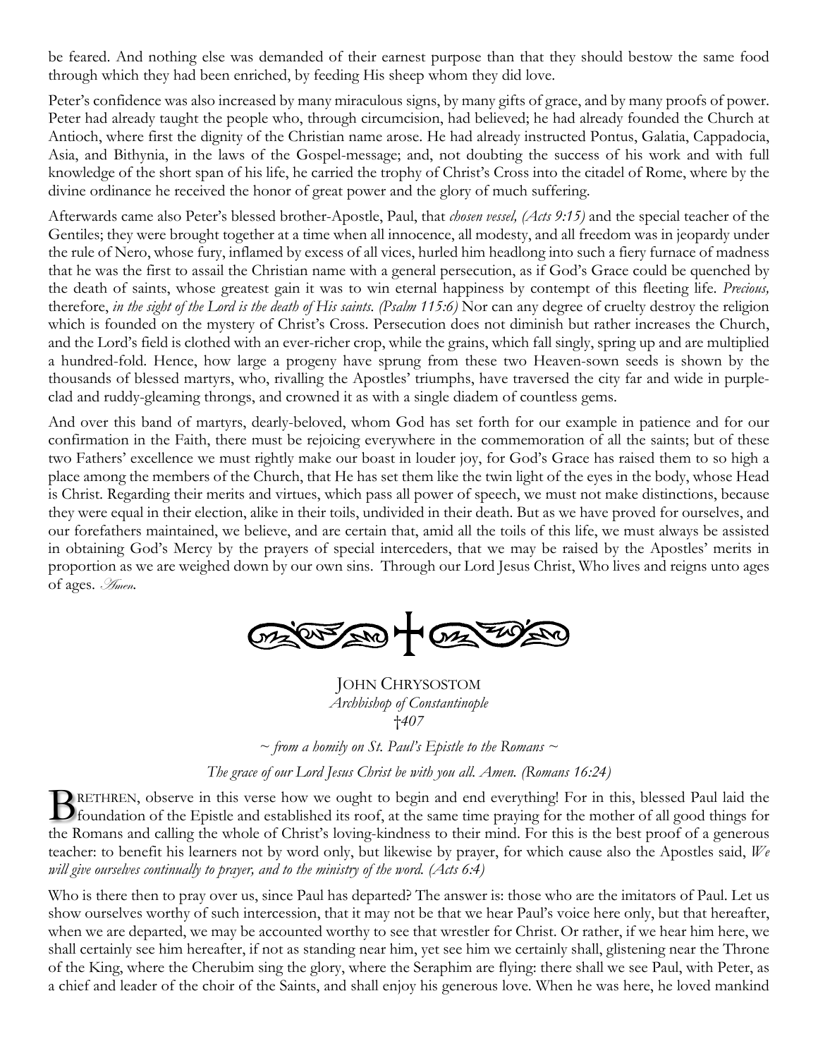be feared. And nothing else was demanded of their earnest purpose than that they should bestow the same food through which they had been enriched, by feeding His sheep whom they did love.

Peter's confidence was also increased by many miraculous signs, by many gifts of grace, and by many proofs of power. Peter had already taught the people who, through circumcision, had believed; he had already founded the Church at Antioch, where first the dignity of the Christian name arose. He had already instructed Pontus, Galatia, Cappadocia, Asia, and Bithynia, in the laws of the Gospel-message; and, not doubting the success of his work and with full knowledge of the short span of his life, he carried the trophy of Christ's Cross into the citadel of Rome, where by the divine ordinance he received the honor of great power and the glory of much suffering.

Afterwards came also Peter's blessed brother-Apostle, Paul, that *chosen vessel, (Acts 9:15)* and the special teacher of the Gentiles; they were brought together at a time when all innocence, all modesty, and all freedom was in jeopardy under the rule of Nero, whose fury, inflamed by excess of all vices, hurled him headlong into such a fiery furnace of madness that he was the first to assail the Christian name with a general persecution, as if God's Grace could be quenched by the death of saints, whose greatest gain it was to win eternal happiness by contempt of this fleeting life. *Precious,* therefore, *in the sight of the Lord is the death of His saints. (Psalm 115:6)* Nor can any degree of cruelty destroy the religion which is founded on the mystery of Christ's Cross. Persecution does not diminish but rather increases the Church, and the Lord's field is clothed with an ever-richer crop, while the grains, which fall singly, spring up and are multiplied a hundred-fold. Hence, how large a progeny have sprung from these two Heaven-sown seeds is shown by the thousands of blessed martyrs, who, rivalling the Apostles' triumphs, have traversed the city far and wide in purple-clad and ruddy-gleaming throngs, and crowned it as with a single diadem of countless gems.

And over this band of martyrs, dearly-beloved, whom God has set forth for our example in patience and for our confirmation in the Faith, there must be rejoicing everywhere in the commemoration of all the saints; but of these two Fathers' excellence we must rightly make our boast in louder joy, for God's Grace has raised them to so high a place among the members of the Church, that He has set them like the twin light of the eyes in the body, whose Head is Christ. Regarding their merits and virtues, which pass all power of speech, we must not make distinctions, because they were equal in their election, alike in their toils, undivided in their death. But as we have proved for ourselves, and our forefathers maintained, we believe, and are certain that, amid all the toils of this life, we must always be assisted in obtaining God's Mercy by the prayers of special interceders, that we may be raised by the Apostles' merits in proportion as we are weighed down by our own sins. Through our Lord Jesus Christ, Who lives and reigns unto ages of ages. *Amen.*

JOHN CHRYSOSTOM
*Archbishop of Constantinople*
*†407*

*~ from a homily on St. Paul's Epistle to the Romans ~*

*The grace of our Lord Jesus Christ be with you all. Amen. (Romans 16:24)*

BRETHREN, observe in this verse how we ought to begin and end everything! For in this, blessed Paul laid the foundation of the Epistle and established its roof, at the same time praying for the mother of all good things for the Romans and calling the whole of Christ's loving-kindness to their mind. For this is the best proof of a generous teacher: to benefit his learners not by word only, but likewise by prayer, for which cause also the Apostles said, *We will give ourselves continually to prayer, and to the ministry of the word. (Acts 6:4)*

Who is there then to pray over us, since Paul has departed? The answer is: those who are the imitators of Paul. Let us show ourselves worthy of such intercession, that it may not be that we hear Paul's voice here only, but that hereafter, when we are departed, we may be accounted worthy to see that wrestler for Christ. Or rather, if we hear him here, we shall certainly see him hereafter, if not as standing near him, yet see him we certainly shall, glistening near the Throne of the King, where the Cherubim sing the glory, where the Seraphim are flying: there shall we see Paul, with Peter, as a chief and leader of the choir of the Saints, and shall enjoy his generous love. When he was here, he loved mankind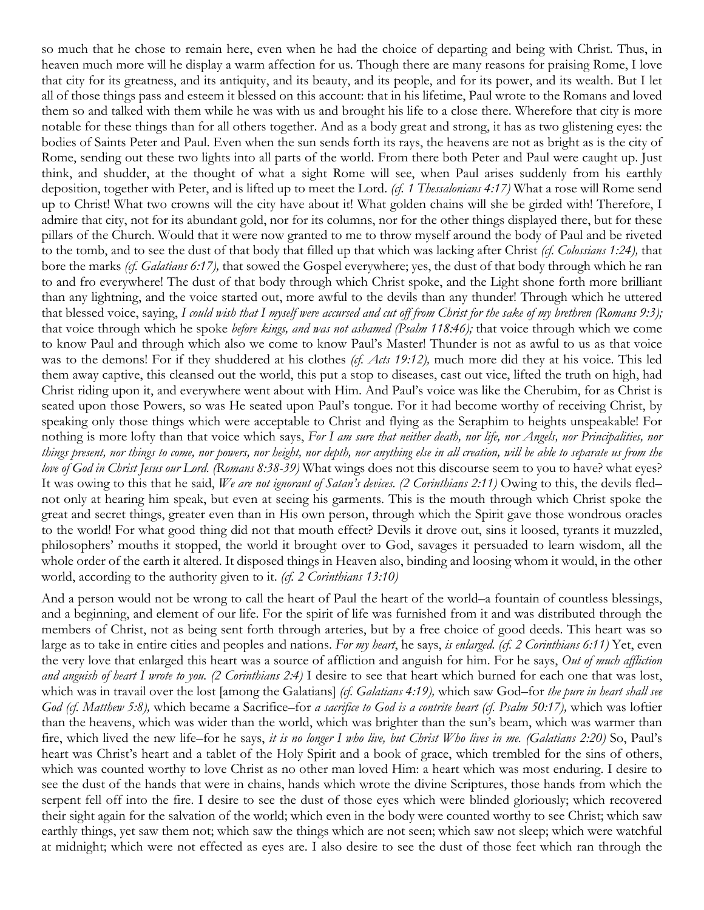so much that he chose to remain here, even when he had the choice of departing and being with Christ. Thus, in heaven much more will he display a warm affection for us. Though there are many reasons for praising Rome, I love that city for its greatness, and its antiquity, and its beauty, and its people, and for its power, and its wealth. But I let all of those things pass and esteem it blessed on this account: that in his lifetime, Paul wrote to the Romans and loved them so and talked with them while he was with us and brought his life to a close there. Wherefore that city is more notable for these things than for all others together. And as a body great and strong, it has as two glistening eyes: the bodies of Saints Peter and Paul. Even when the sun sends forth its rays, the heavens are not as bright as is the city of Rome, sending out these two lights into all parts of the world. From there both Peter and Paul were caught up. Just think, and shudder, at the thought of what a sight Rome will see, when Paul arises suddenly from his earthly deposition, together with Peter, and is lifted up to meet the Lord. *(cf. 1 Thessalonians 4:17)* What a rose will Rome send up to Christ! What two crowns will the city have about it! What golden chains will she be girded with! Therefore, I admire that city, not for its abundant gold, nor for its columns, nor for the other things displayed there, but for these pillars of the Church. Would that it were now granted to me to throw myself around the body of Paul and be riveted to the tomb, and to see the dust of that body that filled up that which was lacking after Christ *(cf. Colossians 1:24),* that bore the marks *(cf. Galatians 6:17),* that sowed the Gospel everywhere; yes, the dust of that body through which he ran to and fro everywhere! The dust of that body through which Christ spoke, and the Light shone forth more brilliant than any lightning, and the voice started out, more awful to the devils than any thunder! Through which he uttered that blessed voice, saying, *I could wish that I myself were accursed and cut off from Christ for the sake of my brethren (Romans 9:3);* that voice through which he spoke *before kings, and was not ashamed (Psalm 118:46);* that voice through which we come to know Paul and through which also we come to know Paul's Master! Thunder is not as awful to us as that voice was to the demons! For if they shuddered at his clothes *(cf. Acts 19:12),* much more did they at his voice. This led them away captive, this cleansed out the world, this put a stop to diseases, cast out vice, lifted the truth on high, had Christ riding upon it, and everywhere went about with Him. And Paul's voice was like the Cherubim, for as Christ is seated upon those Powers, so was He seated upon Paul's tongue. For it had become worthy of receiving Christ, by speaking only those things which were acceptable to Christ and flying as the Seraphim to heights unspeakable! For nothing is more lofty than that voice which says, *For I am sure that neither death, nor life, nor Angels, nor Principalities, nor things present, nor things to come, nor powers, nor height, nor depth, nor anything else in all creation, will be able to separate us from the love of God in Christ Jesus our Lord. (Romans 8:38-39)* What wings does not this discourse seem to you to have? what eyes? It was owing to this that he said, *We are not ignorant of Satan's devices. (2 Corinthians 2:11)* Owing to this, the devils fled–not only at hearing him speak, but even at seeing his garments. This is the mouth through which Christ spoke the great and secret things, greater even than in His own person, through which the Spirit gave those wondrous oracles to the world! For what good thing did not that mouth effect? Devils it drove out, sins it loosed, tyrants it muzzled, philosophers' mouths it stopped, the world it brought over to God, savages it persuaded to learn wisdom, all the whole order of the earth it altered. It disposed things in Heaven also, binding and loosing whom it would, in the other world, according to the authority given to it. *(cf. 2 Corinthians 13:10)*

And a person would not be wrong to call the heart of Paul the heart of the world–a fountain of countless blessings, and a beginning, and element of our life. For the spirit of life was furnished from it and was distributed through the members of Christ, not as being sent forth through arteries, but by a free choice of good deeds. This heart was so large as to take in entire cities and peoples and nations. *For my heart*, he says, *is enlarged. (cf. 2 Corinthians 6:11)* Yet, even the very love that enlarged this heart was a source of affliction and anguish for him. For he says, *Out of much affliction and anguish of heart I wrote to you. (2 Corinthians 2:4)* I desire to see that heart which burned for each one that was lost, which was in travail over the lost [among the Galatians] *(cf. Galatians 4:19),* which saw God–for *the pure in heart shall see God (cf. Matthew 5:8),* which became a Sacrifice–for *a sacrifice to God is a contrite heart (cf. Psalm 50:17),* which was loftier than the heavens, which was wider than the world, which was brighter than the sun's beam, which was warmer than fire, which lived the new life–for he says, *it is no longer I who live, but Christ Who lives in me. (Galatians 2:20)* So, Paul's heart was Christ's heart and a tablet of the Holy Spirit and a book of grace, which trembled for the sins of others, which was counted worthy to love Christ as no other man loved Him: a heart which was most enduring. I desire to see the dust of the hands that were in chains, hands which wrote the divine Scriptures, those hands from which the serpent fell off into the fire. I desire to see the dust of those eyes which were blinded gloriously; which recovered their sight again for the salvation of the world; which even in the body were counted worthy to see Christ; which saw earthly things, yet saw them not; which saw the things which are not seen; which saw not sleep; which were watchful at midnight; which were not effected as eyes are. I also desire to see the dust of those feet which ran through the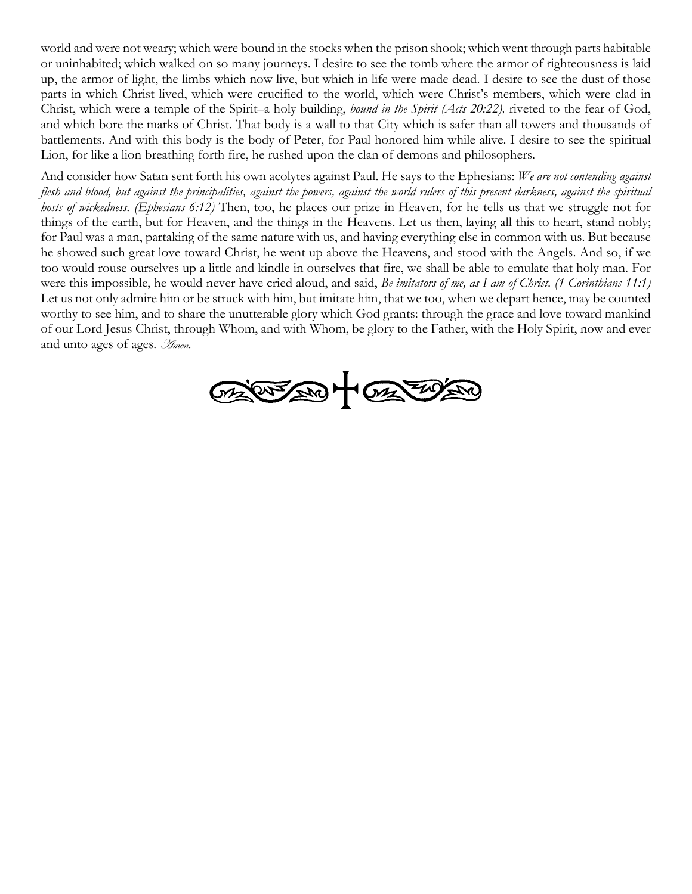world and were not weary; which were bound in the stocks when the prison shook; which went through parts habitable or uninhabited; which walked on so many journeys. I desire to see the tomb where the armor of righteousness is laid up, the armor of light, the limbs which now live, but which in life were made dead. I desire to see the dust of those parts in which Christ lived, which were crucified to the world, which were Christ's members, which were clad in Christ, which were a temple of the Spirit–a holy building, *bound in the Spirit (Acts 20:22),* riveted to the fear of God, and which bore the marks of Christ. That body is a wall to that City which is safer than all towers and thousands of battlements. And with this body is the body of Peter, for Paul honored him while alive. I desire to see the spiritual Lion, for like a lion breathing forth fire, he rushed upon the clan of demons and philosophers.

And consider how Satan sent forth his own acolytes against Paul. He says to the Ephesians: *We are not contending against flesh and blood, but against the principalities, against the powers, against the world rulers of this present darkness, against the spiritual hosts of wickedness. (Ephesians 6:12)* Then, too, he places our prize in Heaven, for he tells us that we struggle not for things of the earth, but for Heaven, and the things in the Heavens. Let us then, laying all this to heart, stand nobly; for Paul was a man, partaking of the same nature with us, and having everything else in common with us. But because he showed such great love toward Christ, he went up above the Heavens, and stood with the Angels. And so, if we too would rouse ourselves up a little and kindle in ourselves that fire, we shall be able to emulate that holy man. For were this impossible, he would never have cried aloud, and said, *Be imitators of me, as I am of Christ. (1 Corinthians 11:1)* Let us not only admire him or be struck with him, but imitate him, that we too, when we depart hence, may be counted worthy to see him, and to share the unutterable glory which God grants: through the grace and love toward mankind of our Lord Jesus Christ, through Whom, and with Whom, be glory to the Father, with the Holy Spirit, now and ever and unto ages of ages. *Amen.*